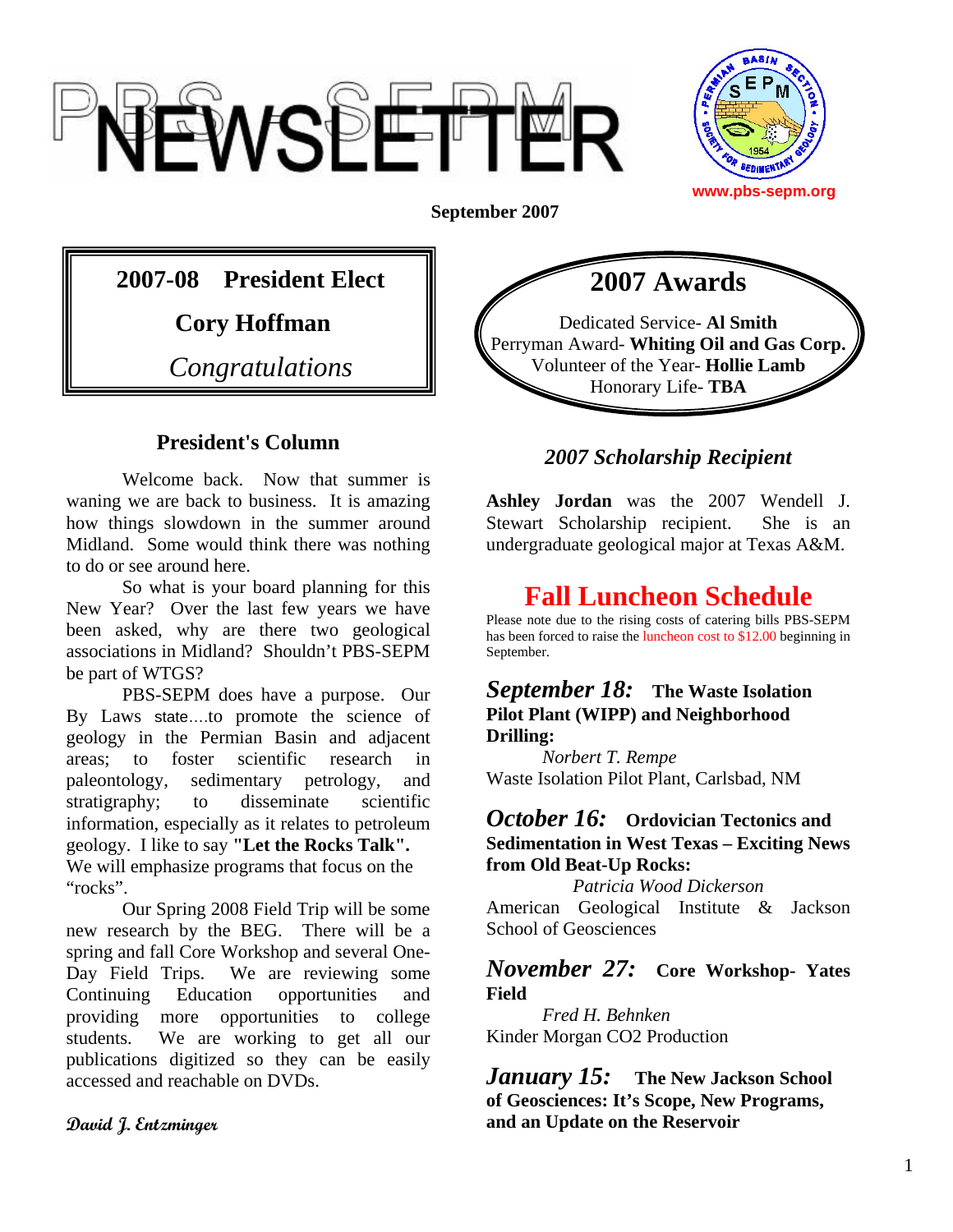# PBS-SEPM NEWSLETTER

www.pbs-sepm.org

**September 2007**

## 2007-08 President Elect

**Cory Hoffman**

*Congratulations*

## 2007 Awards

Dedicated Service- **Al Smith**
Perryman Award- **Whiting Oil and Gas Corp.**
Volunteer of the Year- **Hollie Lamb**
Honorary Life- **TBA**

## President's Column

Welcome back. Now that summer is waning we are back to business. It is amazing how things slowdown in the summer around Midland. Some would think there was nothing to do or see around here.

So what is your board planning for this New Year? Over the last few years we have been asked, why are there two geological associations in Midland? Shouldn't PBS-SEPM be part of WTGS?

PBS-SEPM does have a purpose. Our By Laws state....to promote the science of geology in the Permian Basin and adjacent areas; to foster scientific research in paleontology, sedimentary petrology, and stratigraphy; to disseminate scientific information, especially as it relates to petroleum geology. I like to say **"Let the Rocks Talk".** We will emphasize programs that focus on the "rocks".

Our Spring 2008 Field Trip will be some new research by the BEG. There will be a spring and fall Core Workshop and several One-Day Field Trips. We are reviewing some Continuing Education opportunities and providing more opportunities to college students. We are working to get all our publications digitized so they can be easily accessed and reachable on DVDs.

***David J. Entzminger***

## *2007 Scholarship Recipient*

**Ashley Jordan** was the 2007 Wendell J. Stewart Scholarship recipient. She is an undergraduate geological major at Texas A&M.

## Fall Luncheon Schedule

Please note due to the rising costs of catering bills PBS-SEPM has been forced to raise the luncheon cost to $12.00 beginning in September.

***September 18:*** **The Waste Isolation Pilot Plant (WIPP) and Neighborhood Drilling:**
*Norbert T. Rempe*
Waste Isolation Pilot Plant, Carlsbad, NM

***October 16:*** **Ordovician Tectonics and Sedimentation in West Texas – Exciting News from Old Beat-Up Rocks:**
*Patricia Wood Dickerson*
American Geological Institute & Jackson School of Geosciences

***November 27:*** **Core Workshop- Yates Field**
*Fred H. Behnken*
Kinder Morgan CO2 Production

***January 15:*** **The New Jackson School of Geosciences: It's Scope, New Programs, and an Update on the Reservoir**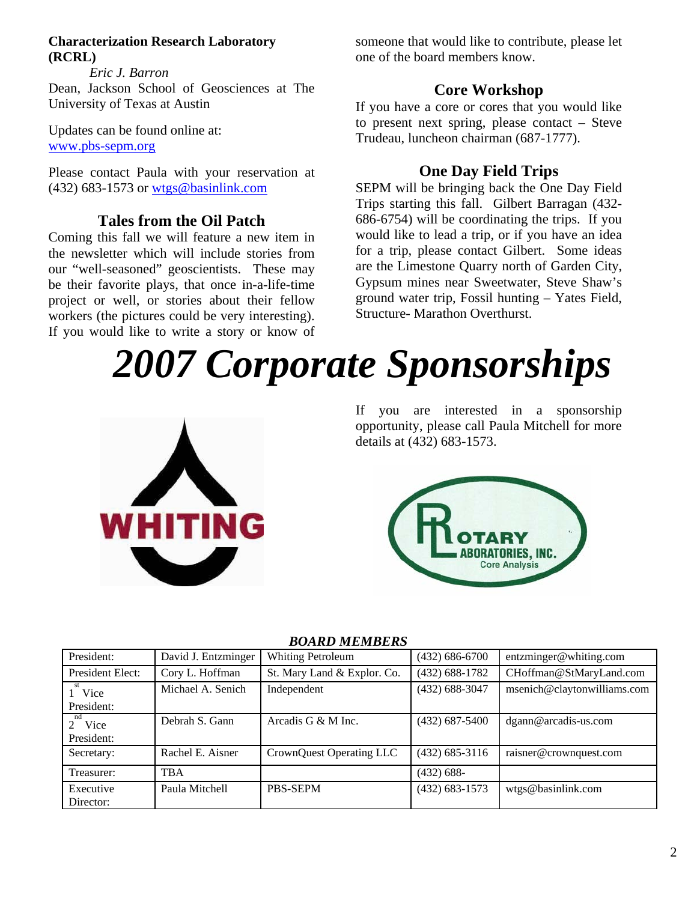**Characterization Research Laboratory (RCRL)**

*Eric J. Barron*

Dean, Jackson School of Geosciences at The University of Texas at Austin

Updates can be found online at: www.pbs-sepm.org

Please contact Paula with your reservation at (432) 683-1573 or wtgs@basinlink.com

## Tales from the Oil Patch

Coming this fall we will feature a new item in the newsletter which will include stories from our "well-seasoned" geoscientists. These may be their favorite plays, that once in-a-life-time project or well, or stories about their fellow workers (the pictures could be very interesting). If you would like to write a story or know of someone that would like to contribute, please let one of the board members know.

## Core Workshop

If you have a core or cores that you would like to present next spring, please contact – Steve Trudeau, luncheon chairman (687-1777).

## One Day Field Trips

SEPM will be bringing back the One Day Field Trips starting this fall. Gilbert Barragan (432-686-6754) will be coordinating the trips. If you would like to lead a trip, or if you have an idea for a trip, please contact Gilbert. Some ideas are the Limestone Quarry north of Garden City, Gypsum mines near Sweetwater, Steve Shaw's ground water trip, Fossil hunting – Yates Field, Structure- Marathon Overthurst.

# *2007 Corporate Sponsorships*

If you are interested in a sponsorship opportunity, please call Paula Mitchell for more details at (432) 683-1573.

WHITING

ROTARY LABORATORIES, INC. Core Analysis

***BOARD MEMBERS***

| | | | | |
|---|---|---|---|---|
| President: | David J. Entzminger | Whiting Petroleum | (432) 686-6700 | entzminger@whiting.com |
| President Elect: | Cory L. Hoffman | St. Mary Land & Explor. Co. | (432) 688-1782 | CHoffman@StMaryLand.com |
| 1st Vice President: | Michael A. Senich | Independent | (432) 688-3047 | msenich@claytonwilliams.com |
| 2nd Vice President: | Debrah S. Gann | Arcadis G & M Inc. | (432) 687-5400 | dgann@arcadis-us.com |
| Secretary: | Rachel E. Aisner | CrownQuest Operating LLC | (432) 685-3116 | raisner@crownquest.com |
| Treasurer: | TBA | | (432) 688- | |
| Executive Director: | Paula Mitchell | PBS-SEPM | (432) 683-1573 | wtgs@basinlink.com |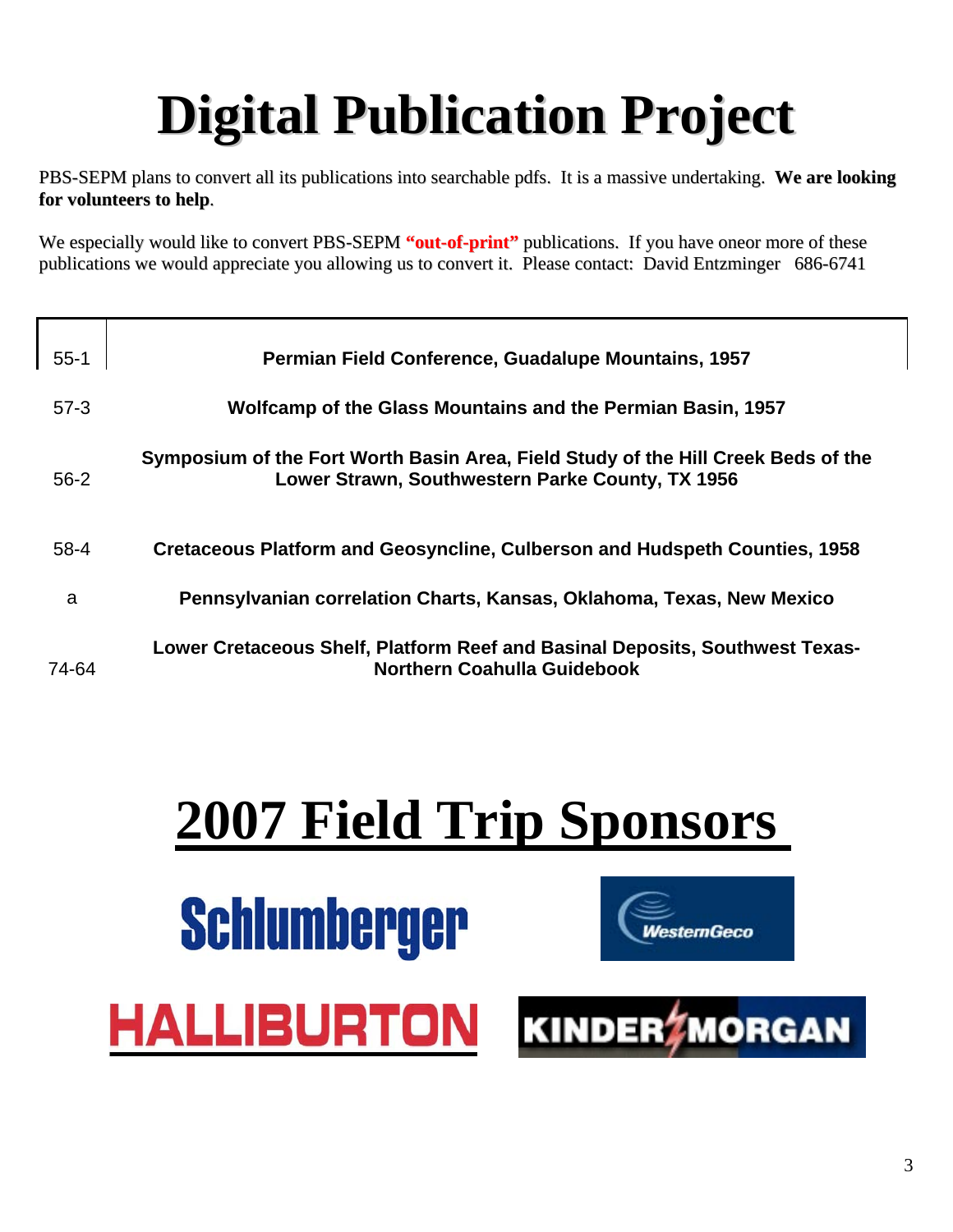# Digital Publication Project

PBS-SEPM plans to convert all its publications into searchable pdfs. It is a massive undertaking. **We are looking for volunteers to help**.

We especially would like to convert PBS-SEPM **"out-of-print"** publications. If you have oneor more of these publications we would appreciate you allowing us to convert it. Please contact: David Entzminger 686-6741

| | |
|---|---|
| 55-1 | **Permian Field Conference, Guadalupe Mountains, 1957** |
| 57-3 | **Wolfcamp of the Glass Mountains and the Permian Basin, 1957** |
| 56-2 | **Symposium of the Fort Worth Basin Area, Field Study of the Hill Creek Beds of the Lower Strawn, Southwestern Parke County, TX 1956** |
| 58-4 | **Cretaceous Platform and Geosyncline, Culberson and Hudspeth Counties, 1958** |
| a | **Pennsylvanian correlation Charts, Kansas, Oklahoma, Texas, New Mexico** |
| 74-64 | **Lower Cretaceous Shelf, Platform Reef and Basinal Deposits, Southwest Texas-Northern Coahulla Guidebook** |

# 2007 Field Trip Sponsors

Schlumberger

WesternGeco

HALLIBURTON

KINDER MORGAN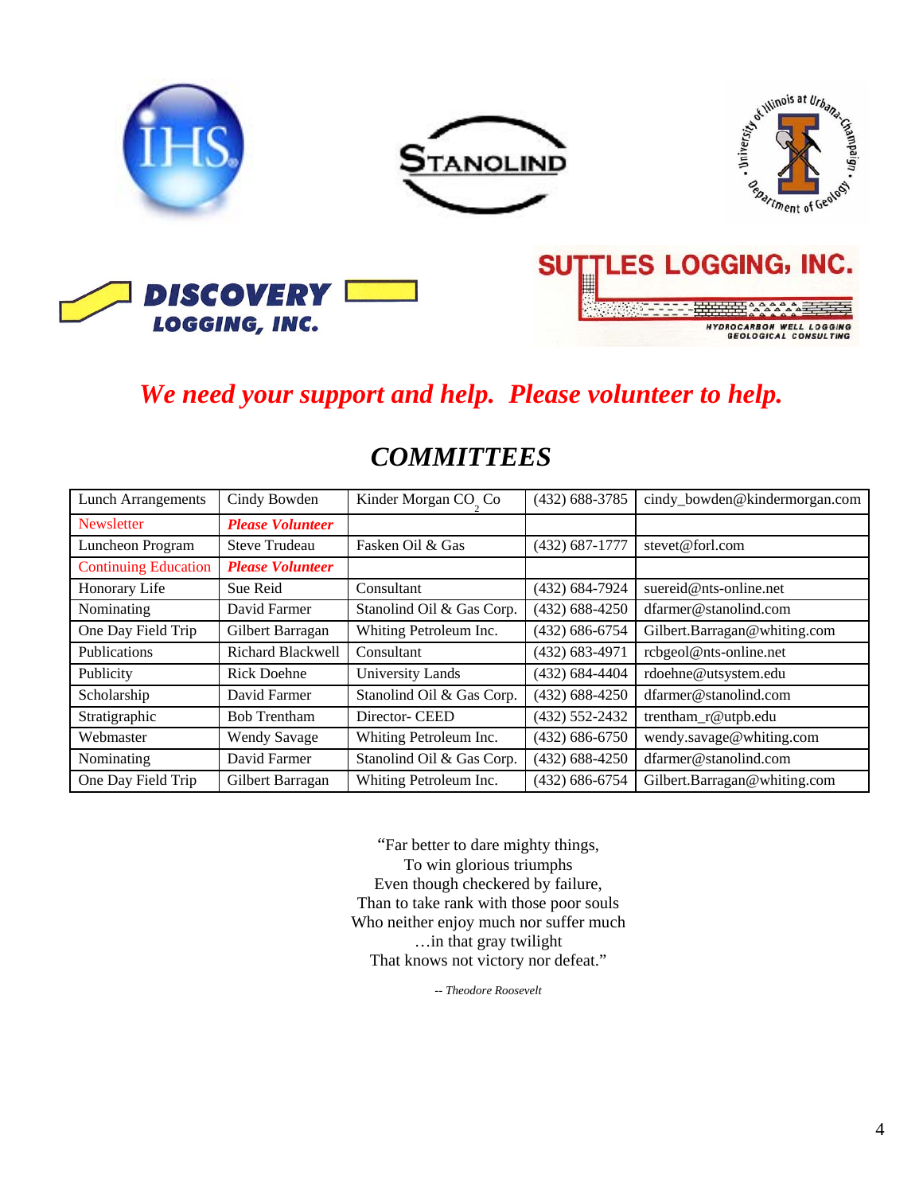*We need your support and help. Please volunteer to help.*

## COMMITTEES

| | | | | |
|---|---|---|---|---|
| Lunch Arrangements | Cindy Bowden | Kinder Morgan $CO_2$ Co | (432) 688-3785 | cindy_bowden@kindermorgan.com |
| Newsletter | ***Please Volunteer*** | | | |
| Luncheon Program | Steve Trudeau | Fasken Oil & Gas | (432) 687-1777 | stevet@forl.com |
| Continuing Education | ***Please Volunteer*** | | | |
| Honorary Life | Sue Reid | Consultant | (432) 684-7924 | suereid@nts-online.net |
| Nominating | David Farmer | Stanolind Oil & Gas Corp. | (432) 688-4250 | dfarmer@stanolind.com |
| One Day Field Trip | Gilbert Barragan | Whiting Petroleum Inc. | (432) 686-6754 | Gilbert.Barragan@whiting.com |
| Publications | Richard Blackwell | Consultant | (432) 683-4971 | rcbgeol@nts-online.net |
| Publicity | Rick Doehne | University Lands | (432) 684-4404 | rdoehne@utsystem.edu |
| Scholarship | David Farmer | Stanolind Oil & Gas Corp. | (432) 688-4250 | dfarmer@stanolind.com |
| Stratigraphic | Bob Trentham | Director- CEED | (432) 552-2432 | trentham_r@utpb.edu |
| Webmaster | Wendy Savage | Whiting Petroleum Inc. | (432) 686-6750 | wendy.savage@whiting.com |
| Nominating | David Farmer | Stanolind Oil & Gas Corp. | (432) 688-4250 | dfarmer@stanolind.com |
| One Day Field Trip | Gilbert Barragan | Whiting Petroleum Inc. | (432) 686-6754 | Gilbert.Barragan@whiting.com |

"Far better to dare mighty things,
To win glorious triumphs
Even though checkered by failure,
Than to take rank with those poor souls
Who neither enjoy much nor suffer much
…in that gray twilight
That knows not victory nor defeat."

*-- Theodore Roosevelt*